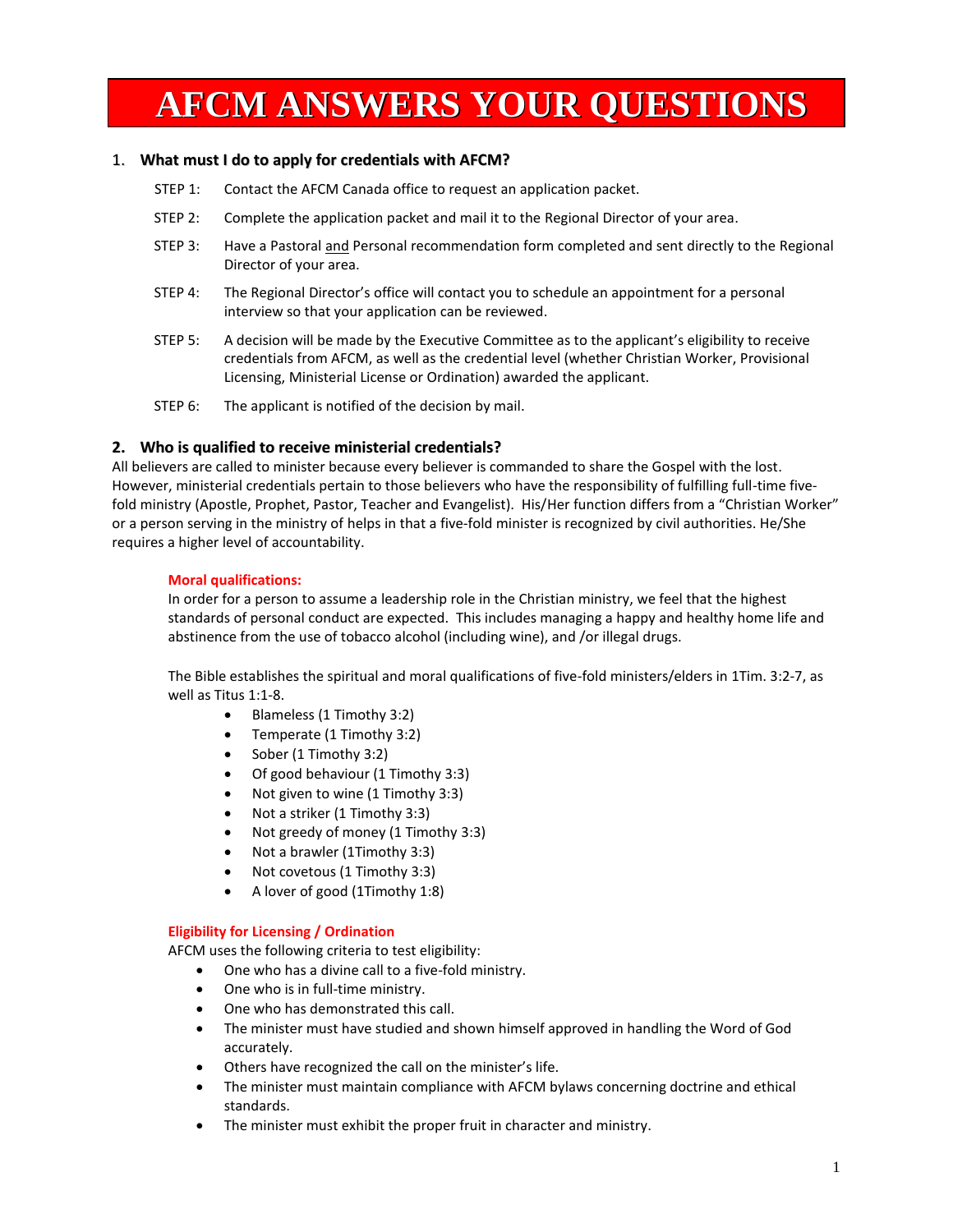# AFCM ANSWERS YOUR QUESTIONS

## 1. What must I do to apply for credentials with AFCM?

STEP 1: Contact the AFCM Canada office to request an application packet.

STEP 2: Complete the application packet and mail it to the Regional Director of your area.

STEP 3: Have a Pastoral and Personal recommendation form completed and sent directly to the Regional Director of your area.

STEP 4: The Regional Director's office will contact you to schedule an appointment for a personal interview so that your application can be reviewed.

STEP 5: A decision will be made by the Executive Committee as to the applicant's eligibility to receive credentials from AFCM, as well as the credential level (whether Christian Worker, Provisional Licensing, Ministerial License or Ordination) awarded the applicant.

STEP 6: The applicant is notified of the decision by mail.

## 2. Who is qualified to receive ministerial credentials?

All believers are called to minister because every believer is commanded to share the Gospel with the lost. However, ministerial credentials pertain to those believers who have the responsibility of fulfilling full-time five-fold ministry (Apostle, Prophet, Pastor, Teacher and Evangelist). His/Her function differs from a "Christian Worker" or a person serving in the ministry of helps in that a five-fold minister is recognized by civil authorities. He/She requires a higher level of accountability.

### Moral qualifications:

In order for a person to assume a leadership role in the Christian ministry, we feel that the highest standards of personal conduct are expected. This includes managing a happy and healthy home life and abstinence from the use of tobacco alcohol (including wine), and /or illegal drugs.

The Bible establishes the spiritual and moral qualifications of five-fold ministers/elders in 1Tim. 3:2-7, as well as Titus 1:1-8.

- Blameless (1 Timothy 3:2)
- Temperate (1 Timothy 3:2)
- Sober (1 Timothy 3:2)
- Of good behaviour (1 Timothy 3:3)
- Not given to wine (1 Timothy 3:3)
- Not a striker (1 Timothy 3:3)
- Not greedy of money (1 Timothy 3:3)
- Not a brawler (1Timothy 3:3)
- Not covetous (1 Timothy 3:3)
- A lover of good (1Timothy 1:8)

### Eligibility for Licensing / Ordination

AFCM uses the following criteria to test eligibility:

- One who has a divine call to a five-fold ministry.
- One who is in full-time ministry.
- One who has demonstrated this call.
- The minister must have studied and shown himself approved in handling the Word of God accurately.
- Others have recognized the call on the minister's life.
- The minister must maintain compliance with AFCM bylaws concerning doctrine and ethical standards.
- The minister must exhibit the proper fruit in character and ministry.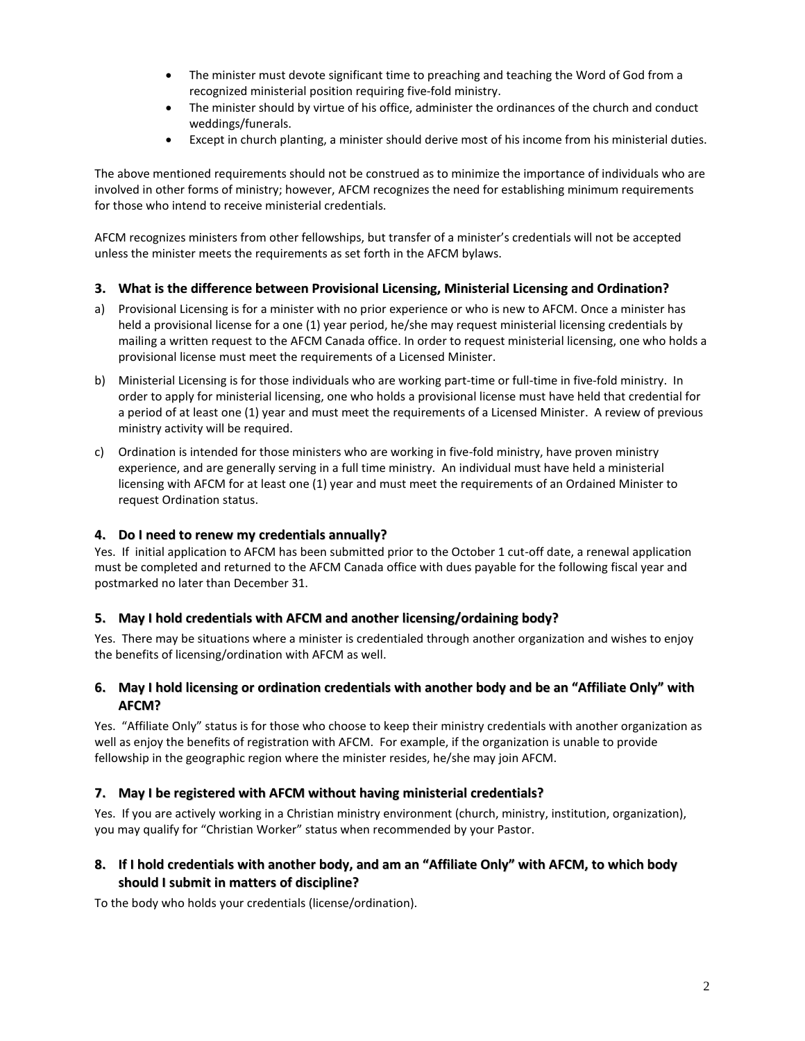- The minister must devote significant time to preaching and teaching the Word of God from a recognized ministerial position requiring five-fold ministry.
- The minister should by virtue of his office, administer the ordinances of the church and conduct weddings/funerals.
- Except in church planting, a minister should derive most of his income from his ministerial duties.

The above mentioned requirements should not be construed as to minimize the importance of individuals who are involved in other forms of ministry; however, AFCM recognizes the need for establishing minimum requirements for those who intend to receive ministerial credentials.

AFCM recognizes ministers from other fellowships, but transfer of a minister's credentials will not be accepted unless the minister meets the requirements as set forth in the AFCM bylaws.

### 3. What is the difference between Provisional Licensing, Ministerial Licensing and Ordination?

a) Provisional Licensing is for a minister with no prior experience or who is new to AFCM. Once a minister has held a provisional license for a one (1) year period, he/she may request ministerial licensing credentials by mailing a written request to the AFCM Canada office. In order to request ministerial licensing, one who holds a provisional license must meet the requirements of a Licensed Minister.

b) Ministerial Licensing is for those individuals who are working part-time or full-time in five-fold ministry. In order to apply for ministerial licensing, one who holds a provisional license must have held that credential for a period of at least one (1) year and must meet the requirements of a Licensed Minister. A review of previous ministry activity will be required.

c) Ordination is intended for those ministers who are working in five-fold ministry, have proven ministry experience, and are generally serving in a full time ministry. An individual must have held a ministerial licensing with AFCM for at least one (1) year and must meet the requirements of an Ordained Minister to request Ordination status.

### 4. Do I need to renew my credentials annually?

Yes. If initial application to AFCM has been submitted prior to the October 1 cut-off date, a renewal application must be completed and returned to the AFCM Canada office with dues payable for the following fiscal year and postmarked no later than December 31.

### 5. May I hold credentials with AFCM and another licensing/ordaining body?

Yes. There may be situations where a minister is credentialed through another organization and wishes to enjoy the benefits of licensing/ordination with AFCM as well.

### 6. May I hold licensing or ordination credentials with another body and be an "Affiliate Only" with AFCM?

Yes. "Affiliate Only" status is for those who choose to keep their ministry credentials with another organization as well as enjoy the benefits of registration with AFCM. For example, if the organization is unable to provide fellowship in the geographic region where the minister resides, he/she may join AFCM.

### 7. May I be registered with AFCM without having ministerial credentials?

Yes. If you are actively working in a Christian ministry environment (church, ministry, institution, organization), you may qualify for "Christian Worker" status when recommended by your Pastor.

### 8. If I hold credentials with another body, and am an "Affiliate Only" with AFCM, to which body should I submit in matters of discipline?

To the body who holds your credentials (license/ordination).